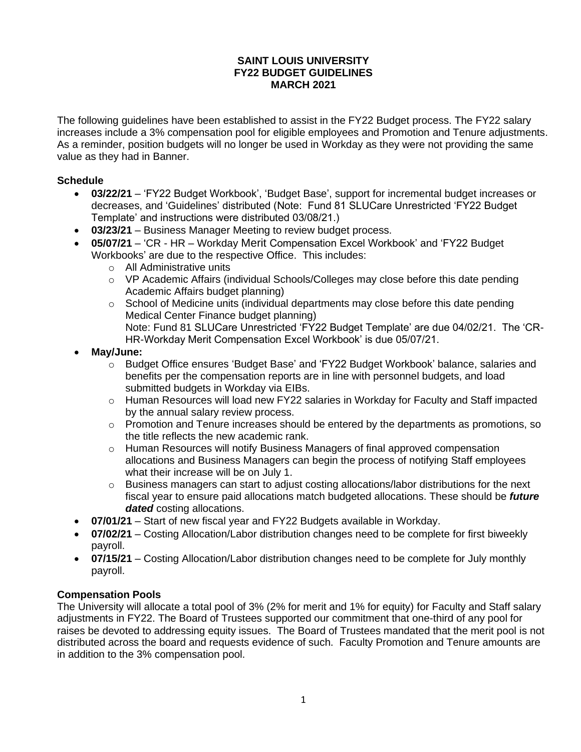# SAINT LOUIS UNIVERSITY
# FY22 BUDGET GUIDELINES
# MARCH 2021

The following guidelines have been established to assist in the FY22 Budget process. The FY22 salary increases include a 3% compensation pool for eligible employees and Promotion and Tenure adjustments. As a reminder, position budgets will no longer be used in Workday as they were not providing the same value as they had in Banner.

## Schedule

- **03/22/21** – 'FY22 Budget Workbook', 'Budget Base', support for incremental budget increases or decreases, and 'Guidelines' distributed (Note: Fund 81 SLUCare Unrestricted 'FY22 Budget Template' and instructions were distributed 03/08/21.)
- **03/23/21** – Business Manager Meeting to review budget process.
- **05/07/21** – 'CR - HR – Workday Merit Compensation Excel Workbook' and 'FY22 Budget Workbooks' are due to the respective Office. This includes:
  - All Administrative units
  - VP Academic Affairs (individual Schools/Colleges may close before this date pending Academic Affairs budget planning)
  - School of Medicine units (individual departments may close before this date pending Medical Center Finance budget planning)
    Note: Fund 81 SLUCare Unrestricted 'FY22 Budget Template' are due 04/02/21. The 'CR-HR-Workday Merit Compensation Excel Workbook' is due 05/07/21.
- **May/June:**
  - Budget Office ensures 'Budget Base' and 'FY22 Budget Workbook' balance, salaries and benefits per the compensation reports are in line with personnel budgets, and load submitted budgets in Workday via EIBs.
  - Human Resources will load new FY22 salaries in Workday for Faculty and Staff impacted by the annual salary review process.
  - Promotion and Tenure increases should be entered by the departments as promotions, so the title reflects the new academic rank.
  - Human Resources will notify Business Managers of final approved compensation allocations and Business Managers can begin the process of notifying Staff employees what their increase will be on July 1.
  - Business managers can start to adjust costing allocations/labor distributions for the next fiscal year to ensure paid allocations match budgeted allocations. These should be ***future dated*** costing allocations.
- **07/01/21** – Start of new fiscal year and FY22 Budgets available in Workday.
- **07/02/21** – Costing Allocation/Labor distribution changes need to be complete for first biweekly payroll.
- **07/15/21** – Costing Allocation/Labor distribution changes need to be complete for July monthly payroll.

## Compensation Pools

The University will allocate a total pool of 3% (2% for merit and 1% for equity) for Faculty and Staff salary adjustments in FY22. The Board of Trustees supported our commitment that one-third of any pool for raises be devoted to addressing equity issues. The Board of Trustees mandated that the merit pool is not distributed across the board and requests evidence of such. Faculty Promotion and Tenure amounts are in addition to the 3% compensation pool.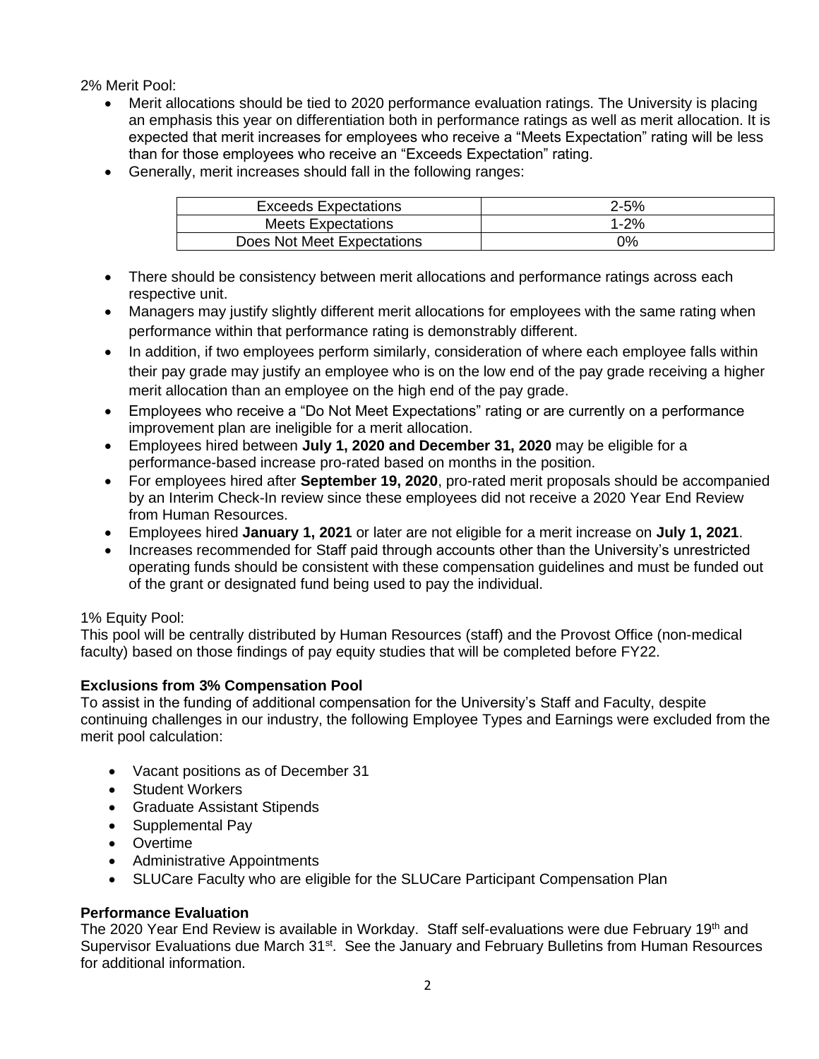2% Merit Pool:

- Merit allocations should be tied to 2020 performance evaluation ratings. The University is placing an emphasis this year on differentiation both in performance ratings as well as merit allocation. It is expected that merit increases for employees who receive a "Meets Expectation" rating will be less than for those employees who receive an "Exceeds Expectation" rating.
- Generally, merit increases should fall in the following ranges:

| Exceeds Expectations | 2-5% |
|---|---|
| Meets Expectations | 1-2% |
| Does Not Meet Expectations | 0% |

- There should be consistency between merit allocations and performance ratings across each respective unit.
- Managers may justify slightly different merit allocations for employees with the same rating when performance within that performance rating is demonstrably different.
- In addition, if two employees perform similarly, consideration of where each employee falls within their pay grade may justify an employee who is on the low end of the pay grade receiving a higher merit allocation than an employee on the high end of the pay grade.
- Employees who receive a "Do Not Meet Expectations" rating or are currently on a performance improvement plan are ineligible for a merit allocation.
- Employees hired between **July 1, 2020 and December 31, 2020** may be eligible for a performance-based increase pro-rated based on months in the position.
- For employees hired after **September 19, 2020**, pro-rated merit proposals should be accompanied by an Interim Check-In review since these employees did not receive a 2020 Year End Review from Human Resources.
- Employees hired **January 1, 2021** or later are not eligible for a merit increase on **July 1, 2021**.
- Increases recommended for Staff paid through accounts other than the University's unrestricted operating funds should be consistent with these compensation guidelines and must be funded out of the grant or designated fund being used to pay the individual.

1% Equity Pool:

This pool will be centrally distributed by Human Resources (staff) and the Provost Office (non-medical faculty) based on those findings of pay equity studies that will be completed before FY22.

**Exclusions from 3% Compensation Pool**

To assist in the funding of additional compensation for the University's Staff and Faculty, despite continuing challenges in our industry, the following Employee Types and Earnings were excluded from the merit pool calculation:

- Vacant positions as of December 31
- Student Workers
- Graduate Assistant Stipends
- Supplemental Pay
- Overtime
- Administrative Appointments
- SLUCare Faculty who are eligible for the SLUCare Participant Compensation Plan

**Performance Evaluation**

The 2020 Year End Review is available in Workday. Staff self-evaluations were due February 19th and Supervisor Evaluations due March 31st. See the January and February Bulletins from Human Resources for additional information.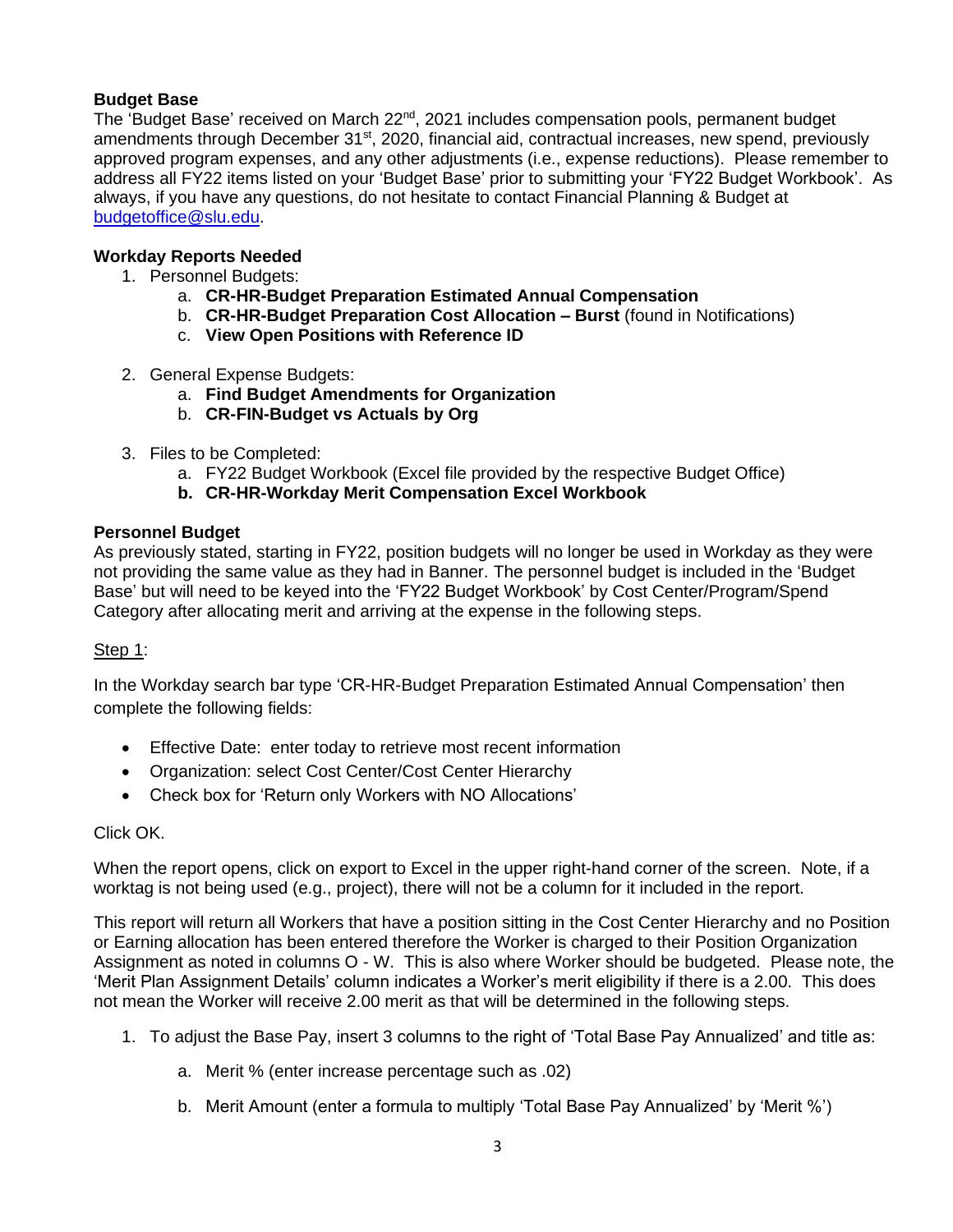**Budget Base**

The 'Budget Base' received on March 22nd, 2021 includes compensation pools, permanent budget amendments through December 31st, 2020, financial aid, contractual increases, new spend, previously approved program expenses, and any other adjustments (i.e., expense reductions). Please remember to address all FY22 items listed on your 'Budget Base' prior to submitting your 'FY22 Budget Workbook'. As always, if you have any questions, do not hesitate to contact Financial Planning & Budget at budgetoffice@slu.edu.

**Workday Reports Needed**

1. Personnel Budgets:
    a. **CR-HR-Budget Preparation Estimated Annual Compensation**
    b. **CR-HR-Budget Preparation Cost Allocation – Burst** (found in Notifications)
    c. **View Open Positions with Reference ID**

2. General Expense Budgets:
    a. **Find Budget Amendments for Organization**
    b. **CR-FIN-Budget vs Actuals by Org**

3. Files to be Completed:
    a. FY22 Budget Workbook (Excel file provided by the respective Budget Office)
    b. **CR-HR-Workday Merit Compensation Excel Workbook**

**Personnel Budget**

As previously stated, starting in FY22, position budgets will no longer be used in Workday as they were not providing the same value as they had in Banner. The personnel budget is included in the 'Budget Base' but will need to be keyed into the 'FY22 Budget Workbook' by Cost Center/Program/Spend Category after allocating merit and arriving at the expense in the following steps.

Step 1:

In the Workday search bar type 'CR-HR-Budget Preparation Estimated Annual Compensation' then complete the following fields:

- Effective Date: enter today to retrieve most recent information
- Organization: select Cost Center/Cost Center Hierarchy
- Check box for 'Return only Workers with NO Allocations'

Click OK.

When the report opens, click on export to Excel in the upper right-hand corner of the screen. Note, if a worktag is not being used (e.g., project), there will not be a column for it included in the report.

This report will return all Workers that have a position sitting in the Cost Center Hierarchy and no Position or Earning allocation has been entered therefore the Worker is charged to their Position Organization Assignment as noted in columns O - W. This is also where Worker should be budgeted. Please note, the 'Merit Plan Assignment Details' column indicates a Worker's merit eligibility if there is a 2.00. This does not mean the Worker will receive 2.00 merit as that will be determined in the following steps.

1. To adjust the Base Pay, insert 3 columns to the right of 'Total Base Pay Annualized' and title as:
    a. Merit % (enter increase percentage such as .02)
    b. Merit Amount (enter a formula to multiply 'Total Base Pay Annualized' by 'Merit %')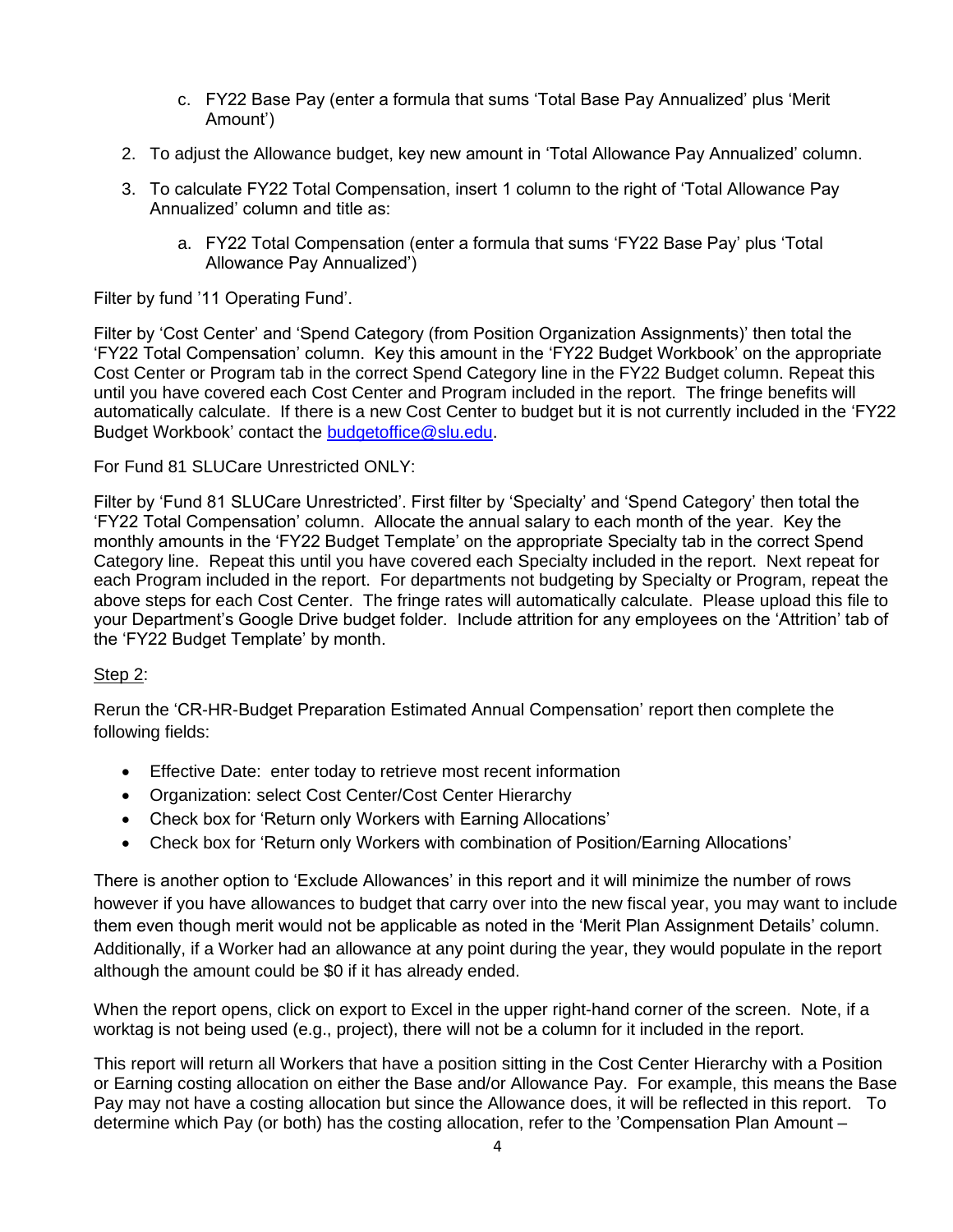c. FY22 Base Pay (enter a formula that sums 'Total Base Pay Annualized' plus 'Merit Amount')

2. To adjust the Allowance budget, key new amount in 'Total Allowance Pay Annualized' column.

3. To calculate FY22 Total Compensation, insert 1 column to the right of 'Total Allowance Pay Annualized' column and title as:

   a. FY22 Total Compensation (enter a formula that sums 'FY22 Base Pay' plus 'Total Allowance Pay Annualized')

Filter by fund '11 Operating Fund'.

Filter by 'Cost Center' and 'Spend Category (from Position Organization Assignments)' then total the 'FY22 Total Compensation' column. Key this amount in the 'FY22 Budget Workbook' on the appropriate Cost Center or Program tab in the correct Spend Category line in the FY22 Budget column. Repeat this until you have covered each Cost Center and Program included in the report. The fringe benefits will automatically calculate. If there is a new Cost Center to budget but it is not currently included in the 'FY22 Budget Workbook' contact the [budgetoffice@slu.edu](mailto:budgetoffice@slu.edu).

For Fund 81 SLUCare Unrestricted ONLY:

Filter by 'Fund 81 SLUCare Unrestricted'. First filter by 'Specialty' and 'Spend Category' then total the 'FY22 Total Compensation' column. Allocate the annual salary to each month of the year. Key the monthly amounts in the 'FY22 Budget Template' on the appropriate Specialty tab in the correct Spend Category line. Repeat this until you have covered each Specialty included in the report. Next repeat for each Program included in the report. For departments not budgeting by Specialty or Program, repeat the above steps for each Cost Center. The fringe rates will automatically calculate. Please upload this file to your Department's Google Drive budget folder. Include attrition for any employees on the 'Attrition' tab of the 'FY22 Budget Template' by month.

<u>Step 2</u>:

Rerun the 'CR-HR-Budget Preparation Estimated Annual Compensation' report then complete the following fields:

- Effective Date: enter today to retrieve most recent information
- Organization: select Cost Center/Cost Center Hierarchy
- Check box for 'Return only Workers with Earning Allocations'
- Check box for 'Return only Workers with combination of Position/Earning Allocations'

There is another option to 'Exclude Allowances' in this report and it will minimize the number of rows however if you have allowances to budget that carry over into the new fiscal year, you may want to include them even though merit would not be applicable as noted in the 'Merit Plan Assignment Details' column. Additionally, if a Worker had an allowance at any point during the year, they would populate in the report although the amount could be $0 if it has already ended.

When the report opens, click on export to Excel in the upper right-hand corner of the screen. Note, if a worktag is not being used (e.g., project), there will not be a column for it included in the report.

This report will return all Workers that have a position sitting in the Cost Center Hierarchy with a Position or Earning costing allocation on either the Base and/or Allowance Pay. For example, this means the Base Pay may not have a costing allocation but since the Allowance does, it will be reflected in this report. To determine which Pay (or both) has the costing allocation, refer to the 'Compensation Plan Amount –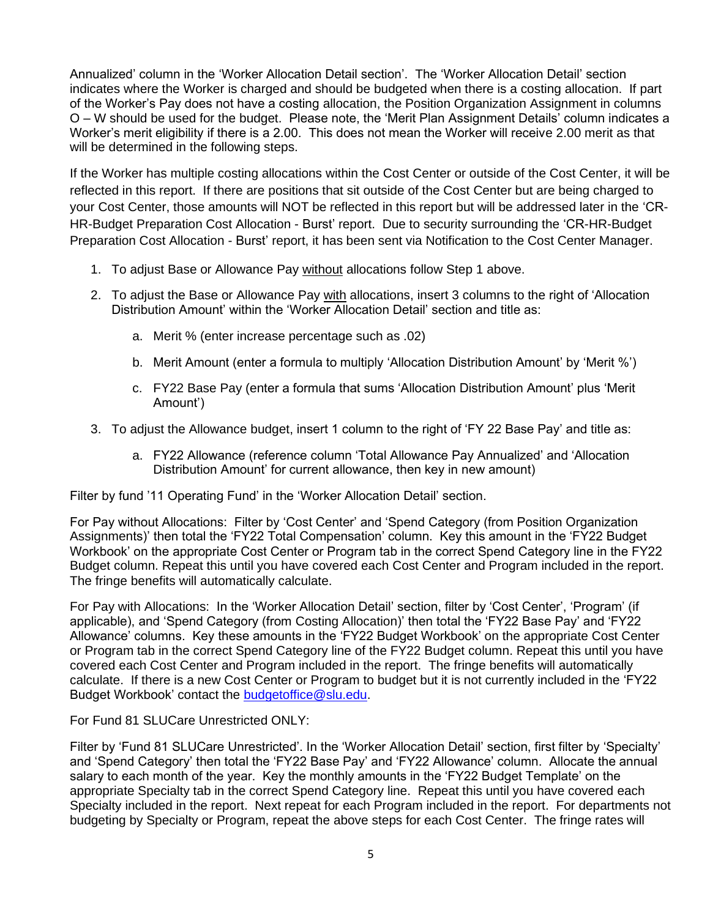Annualized' column in the 'Worker Allocation Detail section'. The 'Worker Allocation Detail' section indicates where the Worker is charged and should be budgeted when there is a costing allocation. If part of the Worker's Pay does not have a costing allocation, the Position Organization Assignment in columns O – W should be used for the budget. Please note, the 'Merit Plan Assignment Details' column indicates a Worker's merit eligibility if there is a 2.00. This does not mean the Worker will receive 2.00 merit as that will be determined in the following steps.

If the Worker has multiple costing allocations within the Cost Center or outside of the Cost Center, it will be reflected in this report. If there are positions that sit outside of the Cost Center but are being charged to your Cost Center, those amounts will NOT be reflected in this report but will be addressed later in the 'CR-HR-Budget Preparation Cost Allocation - Burst' report. Due to security surrounding the 'CR-HR-Budget Preparation Cost Allocation - Burst' report, it has been sent via Notification to the Cost Center Manager.

1. To adjust Base or Allowance Pay <u>without</u> allocations follow Step 1 above.
2. To adjust the Base or Allowance Pay <u>with</u> allocations, insert 3 columns to the right of 'Allocation Distribution Amount' within the 'Worker Allocation Detail' section and title as:
    a. Merit % (enter increase percentage such as .02)
    b. Merit Amount (enter a formula to multiply 'Allocation Distribution Amount' by 'Merit %')
    c. FY22 Base Pay (enter a formula that sums 'Allocation Distribution Amount' plus 'Merit Amount')
3. To adjust the Allowance budget, insert 1 column to the right of 'FY 22 Base Pay' and title as:
    a. FY22 Allowance (reference column 'Total Allowance Pay Annualized' and 'Allocation Distribution Amount' for current allowance, then key in new amount)

Filter by fund '11 Operating Fund' in the 'Worker Allocation Detail' section.

For Pay without Allocations: Filter by 'Cost Center' and 'Spend Category (from Position Organization Assignments)' then total the 'FY22 Total Compensation' column. Key this amount in the 'FY22 Budget Workbook' on the appropriate Cost Center or Program tab in the correct Spend Category line in the FY22 Budget column. Repeat this until you have covered each Cost Center and Program included in the report. The fringe benefits will automatically calculate.

For Pay with Allocations: In the 'Worker Allocation Detail' section, filter by 'Cost Center', 'Program' (if applicable), and 'Spend Category (from Costing Allocation)' then total the 'FY22 Base Pay' and 'FY22 Allowance' columns. Key these amounts in the 'FY22 Budget Workbook' on the appropriate Cost Center or Program tab in the correct Spend Category line of the FY22 Budget column. Repeat this until you have covered each Cost Center and Program included in the report. The fringe benefits will automatically calculate. If there is a new Cost Center or Program to budget but it is not currently included in the 'FY22 Budget Workbook' contact the budgetoffice@slu.edu.

For Fund 81 SLUCare Unrestricted ONLY:

Filter by 'Fund 81 SLUCare Unrestricted'. In the 'Worker Allocation Detail' section, first filter by 'Specialty' and 'Spend Category' then total the 'FY22 Base Pay' and 'FY22 Allowance' column. Allocate the annual salary to each month of the year. Key the monthly amounts in the 'FY22 Budget Template' on the appropriate Specialty tab in the correct Spend Category line. Repeat this until you have covered each Specialty included in the report. Next repeat for each Program included in the report. For departments not budgeting by Specialty or Program, repeat the above steps for each Cost Center. The fringe rates will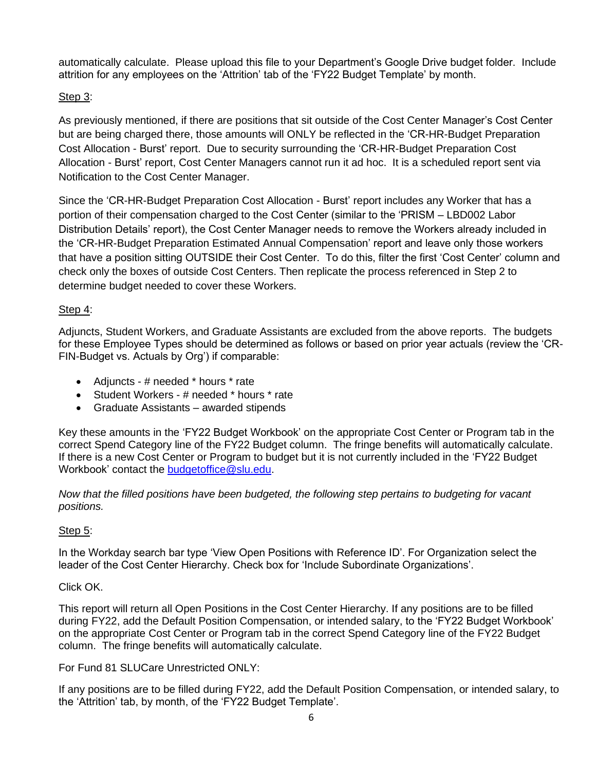automatically calculate. Please upload this file to your Department's Google Drive budget folder. Include attrition for any employees on the 'Attrition' tab of the 'FY22 Budget Template' by month.

Step 3:

As previously mentioned, if there are positions that sit outside of the Cost Center Manager's Cost Center but are being charged there, those amounts will ONLY be reflected in the 'CR-HR-Budget Preparation Cost Allocation - Burst' report. Due to security surrounding the 'CR-HR-Budget Preparation Cost Allocation - Burst' report, Cost Center Managers cannot run it ad hoc. It is a scheduled report sent via Notification to the Cost Center Manager.

Since the 'CR-HR-Budget Preparation Cost Allocation - Burst' report includes any Worker that has a portion of their compensation charged to the Cost Center (similar to the 'PRISM – LBD002 Labor Distribution Details' report), the Cost Center Manager needs to remove the Workers already included in the 'CR-HR-Budget Preparation Estimated Annual Compensation' report and leave only those workers that have a position sitting OUTSIDE their Cost Center. To do this, filter the first 'Cost Center' column and check only the boxes of outside Cost Centers. Then replicate the process referenced in Step 2 to determine budget needed to cover these Workers.

Step 4:

Adjuncts, Student Workers, and Graduate Assistants are excluded from the above reports. The budgets for these Employee Types should be determined as follows or based on prior year actuals (review the 'CR-FIN-Budget vs. Actuals by Org') if comparable:

- Adjuncts - # needed * hours * rate
- Student Workers - # needed * hours * rate
- Graduate Assistants – awarded stipends

Key these amounts in the 'FY22 Budget Workbook' on the appropriate Cost Center or Program tab in the correct Spend Category line of the FY22 Budget column. The fringe benefits will automatically calculate. If there is a new Cost Center or Program to budget but it is not currently included in the 'FY22 Budget Workbook' contact the budgetoffice@slu.edu.

*Now that the filled positions have been budgeted, the following step pertains to budgeting for vacant positions.*

Step 5:

In the Workday search bar type 'View Open Positions with Reference ID'. For Organization select the leader of the Cost Center Hierarchy. Check box for 'Include Subordinate Organizations'.

Click OK.

This report will return all Open Positions in the Cost Center Hierarchy. If any positions are to be filled during FY22, add the Default Position Compensation, or intended salary, to the 'FY22 Budget Workbook' on the appropriate Cost Center or Program tab in the correct Spend Category line of the FY22 Budget column. The fringe benefits will automatically calculate.

For Fund 81 SLUCare Unrestricted ONLY:

If any positions are to be filled during FY22, add the Default Position Compensation, or intended salary, to the 'Attrition' tab, by month, of the 'FY22 Budget Template'.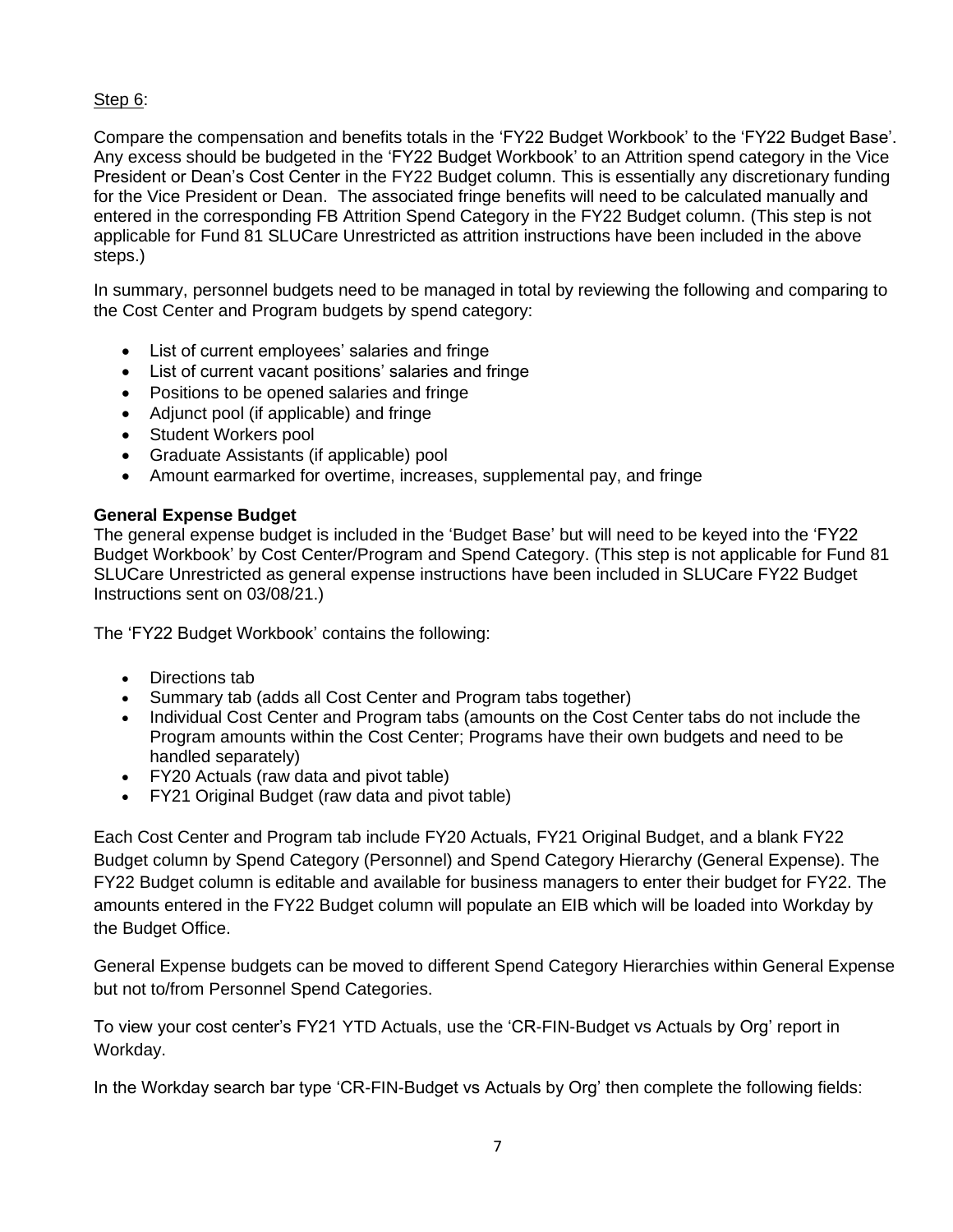Step 6:

Compare the compensation and benefits totals in the 'FY22 Budget Workbook' to the 'FY22 Budget Base'. Any excess should be budgeted in the 'FY22 Budget Workbook' to an Attrition spend category in the Vice President or Dean's Cost Center in the FY22 Budget column. This is essentially any discretionary funding for the Vice President or Dean. The associated fringe benefits will need to be calculated manually and entered in the corresponding FB Attrition Spend Category in the FY22 Budget column. (This step is not applicable for Fund 81 SLUCare Unrestricted as attrition instructions have been included in the above steps.)

In summary, personnel budgets need to be managed in total by reviewing the following and comparing to the Cost Center and Program budgets by spend category:

- List of current employees' salaries and fringe
- List of current vacant positions' salaries and fringe
- Positions to be opened salaries and fringe
- Adjunct pool (if applicable) and fringe
- Student Workers pool
- Graduate Assistants (if applicable) pool
- Amount earmarked for overtime, increases, supplemental pay, and fringe

**General Expense Budget**

The general expense budget is included in the 'Budget Base' but will need to be keyed into the 'FY22 Budget Workbook' by Cost Center/Program and Spend Category. (This step is not applicable for Fund 81 SLUCare Unrestricted as general expense instructions have been included in SLUCare FY22 Budget Instructions sent on 03/08/21.)

The 'FY22 Budget Workbook' contains the following:

- Directions tab
- Summary tab (adds all Cost Center and Program tabs together)
- Individual Cost Center and Program tabs (amounts on the Cost Center tabs do not include the Program amounts within the Cost Center; Programs have their own budgets and need to be handled separately)
- FY20 Actuals (raw data and pivot table)
- FY21 Original Budget (raw data and pivot table)

Each Cost Center and Program tab include FY20 Actuals, FY21 Original Budget, and a blank FY22 Budget column by Spend Category (Personnel) and Spend Category Hierarchy (General Expense). The FY22 Budget column is editable and available for business managers to enter their budget for FY22. The amounts entered in the FY22 Budget column will populate an EIB which will be loaded into Workday by the Budget Office.

General Expense budgets can be moved to different Spend Category Hierarchies within General Expense but not to/from Personnel Spend Categories.

To view your cost center's FY21 YTD Actuals, use the 'CR-FIN-Budget vs Actuals by Org' report in Workday.

In the Workday search bar type 'CR-FIN-Budget vs Actuals by Org' then complete the following fields: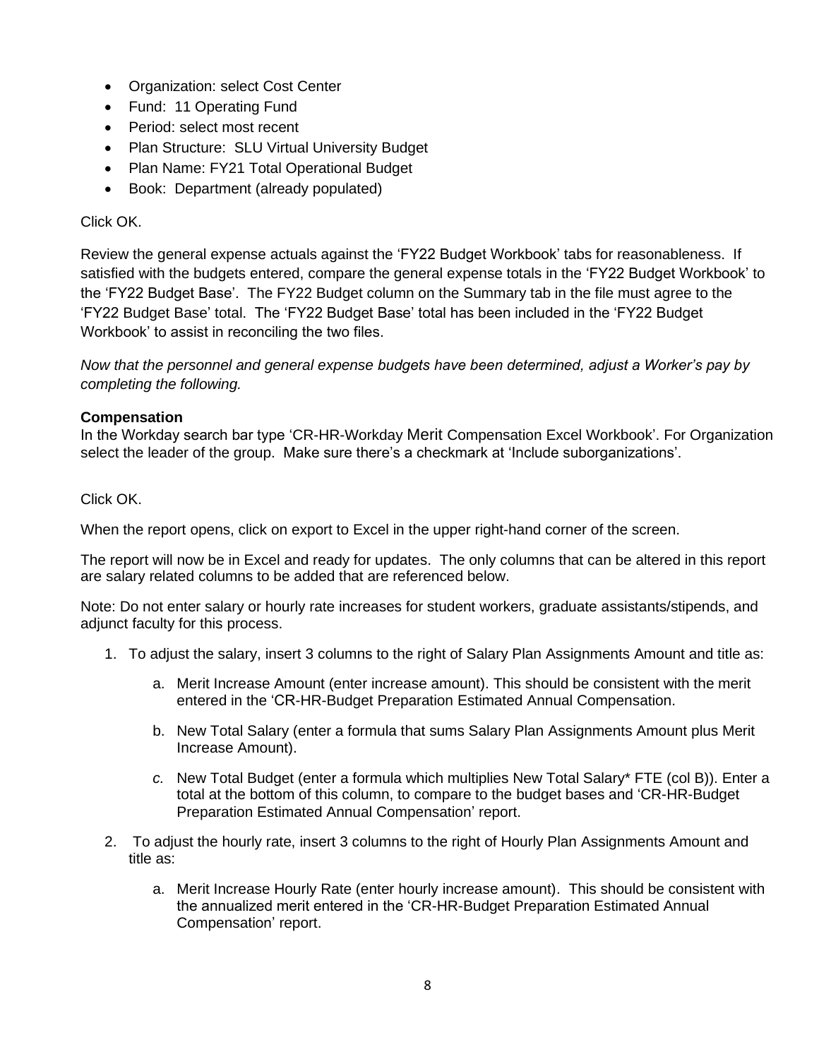- Organization: select Cost Center
- Fund: 11 Operating Fund
- Period: select most recent
- Plan Structure: SLU Virtual University Budget
- Plan Name: FY21 Total Operational Budget
- Book: Department (already populated)

Click OK.

Review the general expense actuals against the 'FY22 Budget Workbook' tabs for reasonableness. If satisfied with the budgets entered, compare the general expense totals in the 'FY22 Budget Workbook' to the 'FY22 Budget Base'. The FY22 Budget column on the Summary tab in the file must agree to the 'FY22 Budget Base' total. The 'FY22 Budget Base' total has been included in the 'FY22 Budget Workbook' to assist in reconciling the two files.

*Now that the personnel and general expense budgets have been determined, adjust a Worker's pay by completing the following.*

**Compensation**

In the Workday search bar type 'CR-HR-Workday Merit Compensation Excel Workbook'. For Organization select the leader of the group. Make sure there's a checkmark at 'Include suborganizations'.

Click OK.

When the report opens, click on export to Excel in the upper right-hand corner of the screen.

The report will now be in Excel and ready for updates. The only columns that can be altered in this report are salary related columns to be added that are referenced below.

Note: Do not enter salary or hourly rate increases for student workers, graduate assistants/stipends, and adjunct faculty for this process.

1. To adjust the salary, insert 3 columns to the right of Salary Plan Assignments Amount and title as:
   a. Merit Increase Amount (enter increase amount). This should be consistent with the merit entered in the 'CR-HR-Budget Preparation Estimated Annual Compensation.
   b. New Total Salary (enter a formula that sums Salary Plan Assignments Amount plus Merit Increase Amount).
   c. New Total Budget (enter a formula which multiplies New Total Salary* FTE (col B)). Enter a total at the bottom of this column, to compare to the budget bases and 'CR-HR-Budget Preparation Estimated Annual Compensation' report.
2. To adjust the hourly rate, insert 3 columns to the right of Hourly Plan Assignments Amount and title as:
   a. Merit Increase Hourly Rate (enter hourly increase amount). This should be consistent with the annualized merit entered in the 'CR-HR-Budget Preparation Estimated Annual Compensation' report.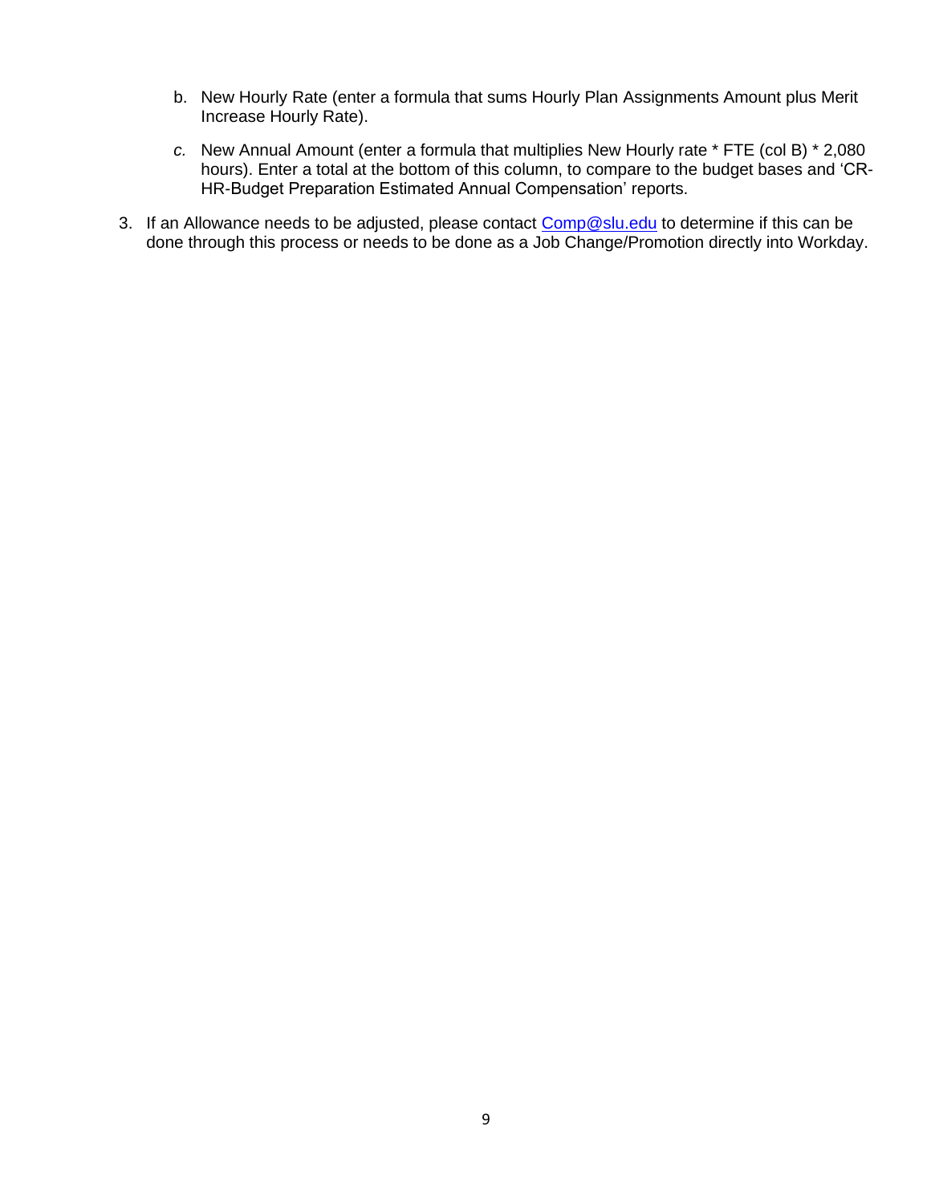b. New Hourly Rate (enter a formula that sums Hourly Plan Assignments Amount plus Merit Increase Hourly Rate).

   *c.* New Annual Amount (enter a formula that multiplies New Hourly rate * FTE (col B) * 2,080 hours). Enter a total at the bottom of this column, to compare to the budget bases and 'CR-HR-Budget Preparation Estimated Annual Compensation' reports.

3. If an Allowance needs to be adjusted, please contact [Comp@slu.edu](mailto:Comp@slu.edu) to determine if this can be done through this process or needs to be done as a Job Change/Promotion directly into Workday.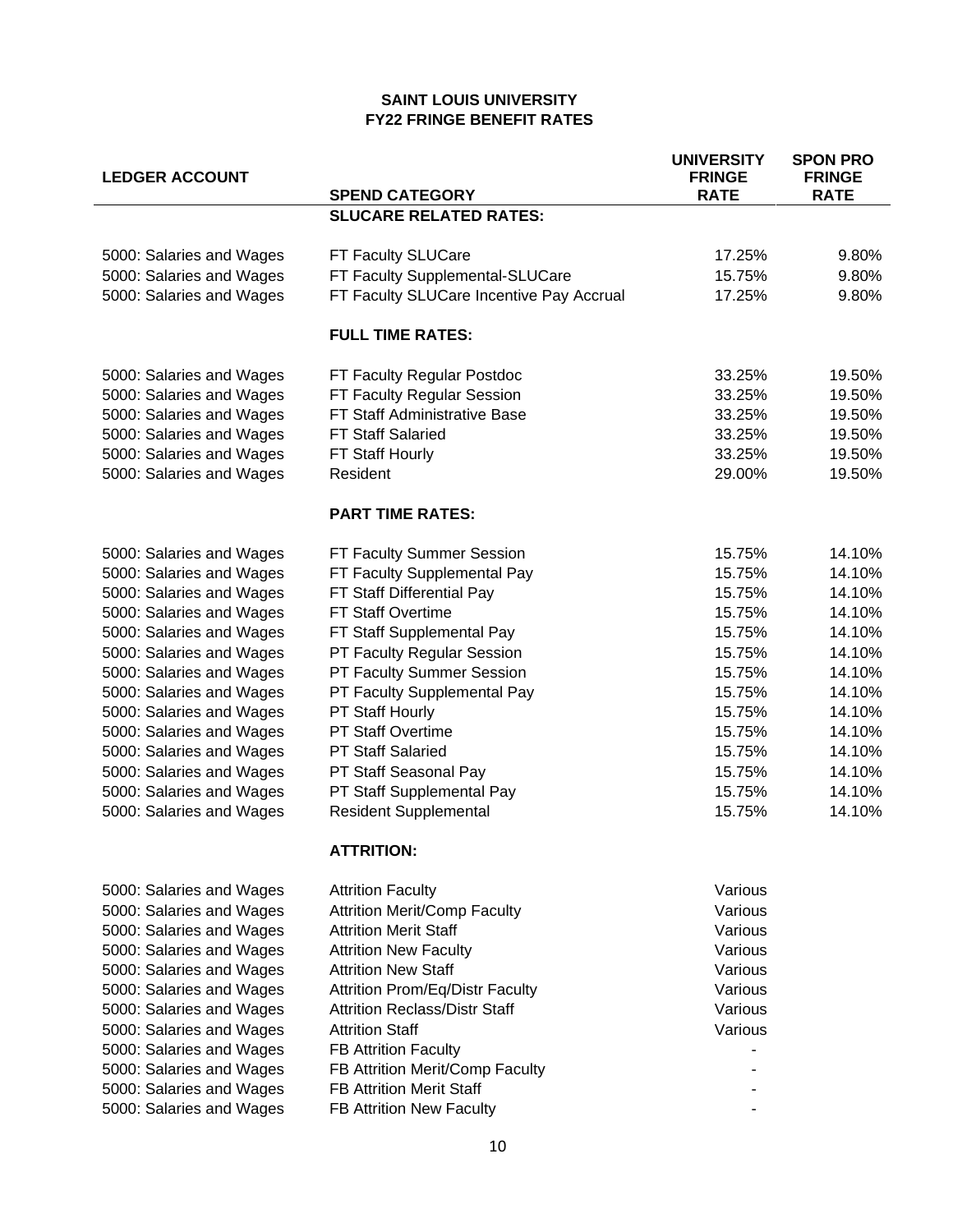**SAINT LOUIS UNIVERSITY**
**FY22 FRINGE BENEFIT RATES**

| LEDGER ACCOUNT | SPEND CATEGORY | UNIVERSITY FRINGE RATE | SPON PRO FRINGE RATE |
|---|---|---|---|
| | **SLUCARE RELATED RATES:** | | |
| 5000: Salaries and Wages | FT Faculty SLUCare | 17.25% | 9.80% |
| 5000: Salaries and Wages | FT Faculty Supplemental-SLUCare | 15.75% | 9.80% |
| 5000: Salaries and Wages | FT Faculty SLUCare Incentive Pay Accrual | 17.25% | 9.80% |
| | **FULL TIME RATES:** | | |
| 5000: Salaries and Wages | FT Faculty Regular Postdoc | 33.25% | 19.50% |
| 5000: Salaries and Wages | FT Faculty Regular Session | 33.25% | 19.50% |
| 5000: Salaries and Wages | FT Staff Administrative Base | 33.25% | 19.50% |
| 5000: Salaries and Wages | FT Staff Salaried | 33.25% | 19.50% |
| 5000: Salaries and Wages | FT Staff Hourly | 33.25% | 19.50% |
| 5000: Salaries and Wages | Resident | 29.00% | 19.50% |
| | **PART TIME RATES:** | | |
| 5000: Salaries and Wages | FT Faculty Summer Session | 15.75% | 14.10% |
| 5000: Salaries and Wages | FT Faculty Supplemental Pay | 15.75% | 14.10% |
| 5000: Salaries and Wages | FT Staff Differential Pay | 15.75% | 14.10% |
| 5000: Salaries and Wages | FT Staff Overtime | 15.75% | 14.10% |
| 5000: Salaries and Wages | FT Staff Supplemental Pay | 15.75% | 14.10% |
| 5000: Salaries and Wages | PT Faculty Regular Session | 15.75% | 14.10% |
| 5000: Salaries and Wages | PT Faculty Summer Session | 15.75% | 14.10% |
| 5000: Salaries and Wages | PT Faculty Supplemental Pay | 15.75% | 14.10% |
| 5000: Salaries and Wages | PT Staff Hourly | 15.75% | 14.10% |
| 5000: Salaries and Wages | PT Staff Overtime | 15.75% | 14.10% |
| 5000: Salaries and Wages | PT Staff Salaried | 15.75% | 14.10% |
| 5000: Salaries and Wages | PT Staff Seasonal Pay | 15.75% | 14.10% |
| 5000: Salaries and Wages | PT Staff Supplemental Pay | 15.75% | 14.10% |
| 5000: Salaries and Wages | Resident Supplemental | 15.75% | 14.10% |
| | **ATTRITION:** | | |
| 5000: Salaries and Wages | Attrition Faculty | Various | |
| 5000: Salaries and Wages | Attrition Merit/Comp Faculty | Various | |
| 5000: Salaries and Wages | Attrition Merit Staff | Various | |
| 5000: Salaries and Wages | Attrition New Faculty | Various | |
| 5000: Salaries and Wages | Attrition New Staff | Various | |
| 5000: Salaries and Wages | Attrition Prom/Eq/Distr Faculty | Various | |
| 5000: Salaries and Wages | Attrition Reclass/Distr Staff | Various | |
| 5000: Salaries and Wages | Attrition Staff | Various | |
| 5000: Salaries and Wages | FB Attrition Faculty | - | |
| 5000: Salaries and Wages | FB Attrition Merit/Comp Faculty | - | |
| 5000: Salaries and Wages | FB Attrition Merit Staff | - | |
| 5000: Salaries and Wages | FB Attrition New Faculty | - | |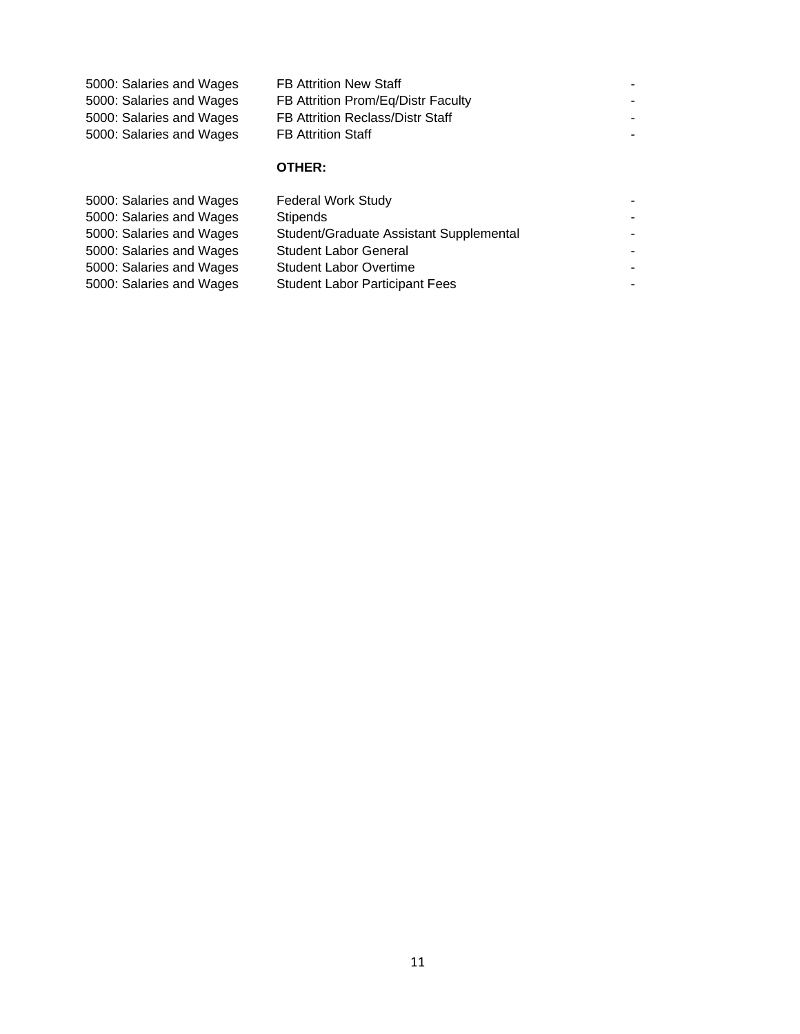| | | |
|---|---|---|
| 5000: Salaries and Wages | FB Attrition New Staff | - |
| 5000: Salaries and Wages | FB Attrition Prom/Eq/Distr Faculty | - |
| 5000: Salaries and Wages | FB Attrition Reclass/Distr Staff | - |
| 5000: Salaries and Wages | FB Attrition Staff | - |
| | **OTHER:** | |
| 5000: Salaries and Wages | Federal Work Study | - |
| 5000: Salaries and Wages | Stipends | - |
| 5000: Salaries and Wages | Student/Graduate Assistant Supplemental | - |
| 5000: Salaries and Wages | Student Labor General | - |
| 5000: Salaries and Wages | Student Labor Overtime | - |
| 5000: Salaries and Wages | Student Labor Participant Fees | - |